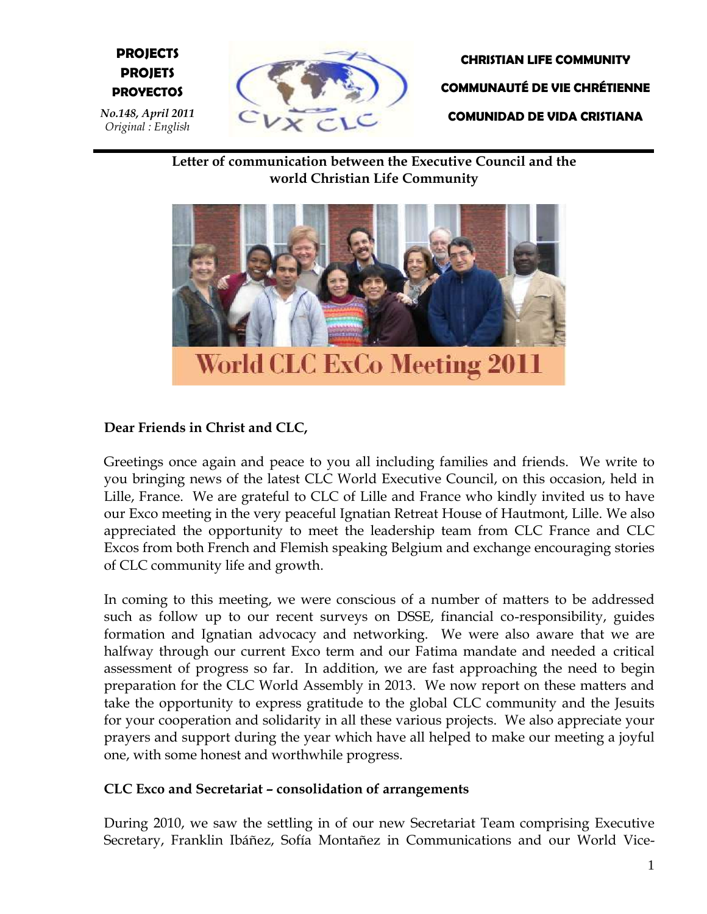**PROJECTS**
**PROJETS**
**PROYECTOS**

*No.148, April 2011*
*Original : English*

**CHRISTIAN LIFE COMMUNITY**

**COMMUNAUTÉ DE VIE CHRÉTIENNE**

**COMUNIDAD DE VIDA CRISTIANA**

**Letter of communication between the Executive Council and the world Christian Life Community**

World CLC ExCo Meeting 2011

**Dear Friends in Christ and CLC,**

Greetings once again and peace to you all including families and friends. We write to you bringing news of the latest CLC World Executive Council, on this occasion, held in Lille, France. We are grateful to CLC of Lille and France who kindly invited us to have our Exco meeting in the very peaceful Ignatian Retreat House of Hautmont, Lille. We also appreciated the opportunity to meet the leadership team from CLC France and CLC Excos from both French and Flemish speaking Belgium and exchange encouraging stories of CLC community life and growth.

In coming to this meeting, we were conscious of a number of matters to be addressed such as follow up to our recent surveys on DSSE, financial co-responsibility, guides formation and Ignatian advocacy and networking. We were also aware that we are halfway through our current Exco term and our Fatima mandate and needed a critical assessment of progress so far. In addition, we are fast approaching the need to begin preparation for the CLC World Assembly in 2013. We now report on these matters and take the opportunity to express gratitude to the global CLC community and the Jesuits for your cooperation and solidarity in all these various projects. We also appreciate your prayers and support during the year which have all helped to make our meeting a joyful one, with some honest and worthwhile progress.

**CLC Exco and Secretariat – consolidation of arrangements**

During 2010, we saw the settling in of our new Secretariat Team comprising Executive Secretary, Franklin Ibáñez, Sofía Montañez in Communications and our World Vice-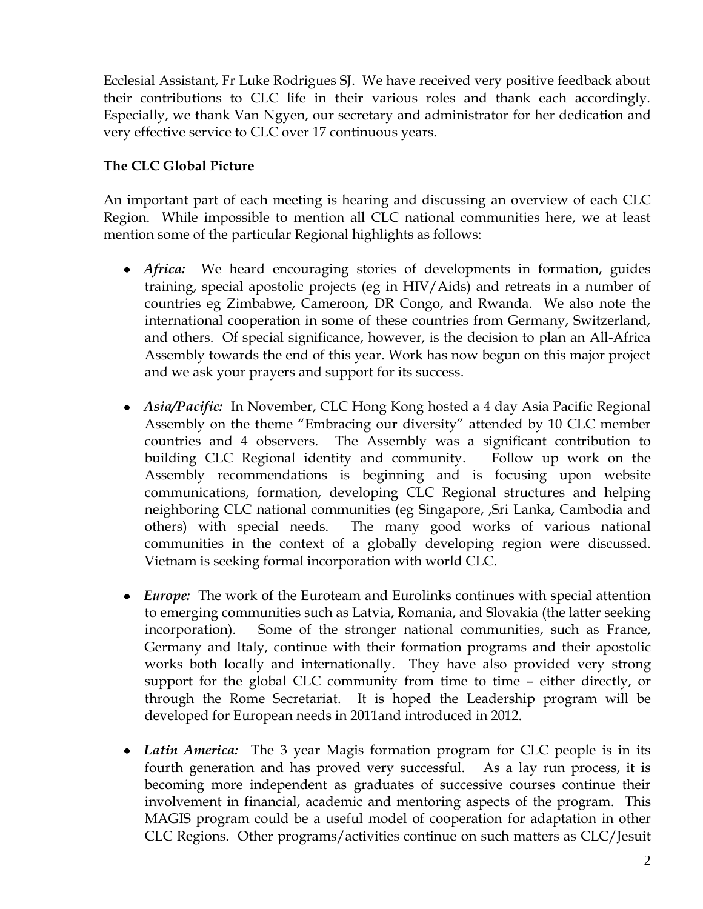Ecclesial Assistant, Fr Luke Rodrigues SJ. We have received very positive feedback about their contributions to CLC life in their various roles and thank each accordingly. Especially, we thank Van Ngyen, our secretary and administrator for her dedication and very effective service to CLC over 17 continuous years.

**The CLC Global Picture**

An important part of each meeting is hearing and discussing an overview of each CLC Region. While impossible to mention all CLC national communities here, we at least mention some of the particular Regional highlights as follows:

- ***Africa:*** We heard encouraging stories of developments in formation, guides training, special apostolic projects (eg in HIV/Aids) and retreats in a number of countries eg Zimbabwe, Cameroon, DR Congo, and Rwanda. We also note the international cooperation in some of these countries from Germany, Switzerland, and others. Of special significance, however, is the decision to plan an All-Africa Assembly towards the end of this year. Work has now begun on this major project and we ask your prayers and support for its success.

- ***Asia/Pacific:*** In November, CLC Hong Kong hosted a 4 day Asia Pacific Regional Assembly on the theme "Embracing our diversity" attended by 10 CLC member countries and 4 observers. The Assembly was a significant contribution to building CLC Regional identity and community. Follow up work on the Assembly recommendations is beginning and is focusing upon website communications, formation, developing CLC Regional structures and helping neighboring CLC national communities (eg Singapore, ,Sri Lanka, Cambodia and others) with special needs. The many good works of various national communities in the context of a globally developing region were discussed. Vietnam is seeking formal incorporation with world CLC.

- ***Europe:*** The work of the Euroteam and Eurolinks continues with special attention to emerging communities such as Latvia, Romania, and Slovakia (the latter seeking incorporation). Some of the stronger national communities, such as France, Germany and Italy, continue with their formation programs and their apostolic works both locally and internationally. They have also provided very strong support for the global CLC community from time to time – either directly, or through the Rome Secretariat. It is hoped the Leadership program will be developed for European needs in 2011and introduced in 2012.

- ***Latin America:*** The 3 year Magis formation program for CLC people is in its fourth generation and has proved very successful. As a lay run process, it is becoming more independent as graduates of successive courses continue their involvement in financial, academic and mentoring aspects of the program. This MAGIS program could be a useful model of cooperation for adaptation in other CLC Regions. Other programs/activities continue on such matters as CLC/Jesuit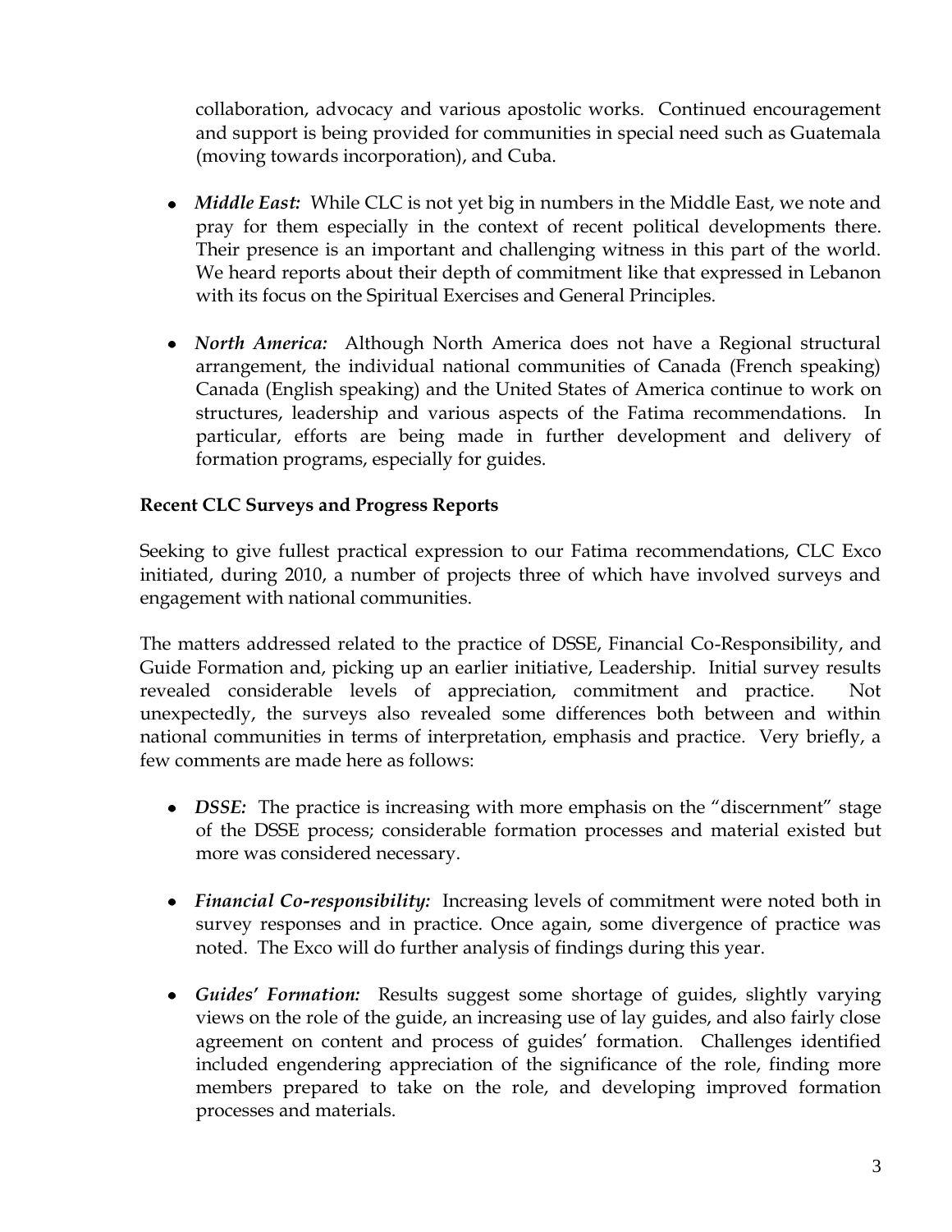collaboration, advocacy and various apostolic works. Continued encouragement and support is being provided for communities in special need such as Guatemala (moving towards incorporation), and Cuba.

- ***Middle East:*** While CLC is not yet big in numbers in the Middle East, we note and pray for them especially in the context of recent political developments there. Their presence is an important and challenging witness in this part of the world. We heard reports about their depth of commitment like that expressed in Lebanon with its focus on the Spiritual Exercises and General Principles.

- ***North America:*** Although North America does not have a Regional structural arrangement, the individual national communities of Canada (French speaking) Canada (English speaking) and the United States of America continue to work on structures, leadership and various aspects of the Fatima recommendations. In particular, efforts are being made in further development and delivery of formation programs, especially for guides.

**Recent CLC Surveys and Progress Reports**

Seeking to give fullest practical expression to our Fatima recommendations, CLC Exco initiated, during 2010, a number of projects three of which have involved surveys and engagement with national communities.

The matters addressed related to the practice of DSSE, Financial Co-Responsibility, and Guide Formation and, picking up an earlier initiative, Leadership. Initial survey results revealed considerable levels of appreciation, commitment and practice. Not unexpectedly, the surveys also revealed some differences both between and within national communities in terms of interpretation, emphasis and practice. Very briefly, a few comments are made here as follows:

- ***DSSE:*** The practice is increasing with more emphasis on the "discernment" stage of the DSSE process; considerable formation processes and material existed but more was considered necessary.

- ***Financial Co-responsibility:*** Increasing levels of commitment were noted both in survey responses and in practice. Once again, some divergence of practice was noted. The Exco will do further analysis of findings during this year.

- ***Guides' Formation:*** Results suggest some shortage of guides, slightly varying views on the role of the guide, an increasing use of lay guides, and also fairly close agreement on content and process of guides' formation. Challenges identified included engendering appreciation of the significance of the role, finding more members prepared to take on the role, and developing improved formation processes and materials.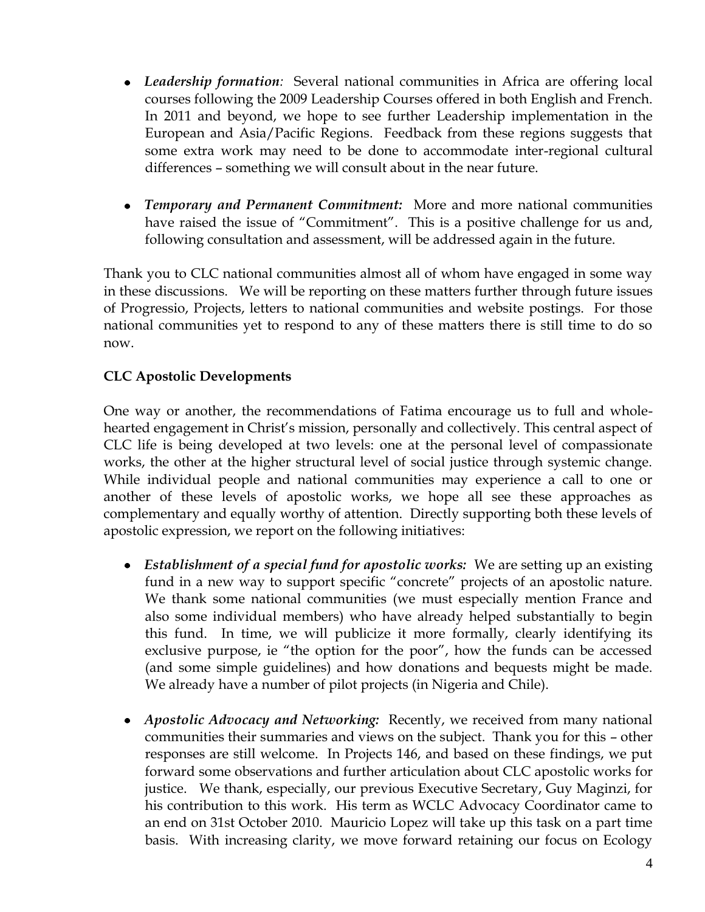- ***Leadership formation**:* Several national communities in Africa are offering local courses following the 2009 Leadership Courses offered in both English and French. In 2011 and beyond, we hope to see further Leadership implementation in the European and Asia/Pacific Regions. Feedback from these regions suggests that some extra work may need to be done to accommodate inter-regional cultural differences – something we will consult about in the near future.

- ***Temporary and Permanent Commitment:*** More and more national communities have raised the issue of "Commitment". This is a positive challenge for us and, following consultation and assessment, will be addressed again in the future.

Thank you to CLC national communities almost all of whom have engaged in some way in these discussions. We will be reporting on these matters further through future issues of Progressio, Projects, letters to national communities and website postings. For those national communities yet to respond to any of these matters there is still time to do so now.

**CLC Apostolic Developments**

One way or another, the recommendations of Fatima encourage us to full and whole-hearted engagement in Christ's mission, personally and collectively. This central aspect of CLC life is being developed at two levels: one at the personal level of compassionate works, the other at the higher structural level of social justice through systemic change. While individual people and national communities may experience a call to one or another of these levels of apostolic works, we hope all see these approaches as complementary and equally worthy of attention. Directly supporting both these levels of apostolic expression, we report on the following initiatives:

- ***Establishment of a special fund for apostolic works:*** We are setting up an existing fund in a new way to support specific "concrete" projects of an apostolic nature. We thank some national communities (we must especially mention France and also some individual members) who have already helped substantially to begin this fund. In time, we will publicize it more formally, clearly identifying its exclusive purpose, ie "the option for the poor", how the funds can be accessed (and some simple guidelines) and how donations and bequests might be made. We already have a number of pilot projects (in Nigeria and Chile).

- ***Apostolic Advocacy and Networking:*** Recently, we received from many national communities their summaries and views on the subject. Thank you for this – other responses are still welcome. In Projects 146, and based on these findings, we put forward some observations and further articulation about CLC apostolic works for justice. We thank, especially, our previous Executive Secretary, Guy Maginzi, for his contribution to this work. His term as WCLC Advocacy Coordinator came to an end on 31st October 2010. Mauricio Lopez will take up this task on a part time basis. With increasing clarity, we move forward retaining our focus on Ecology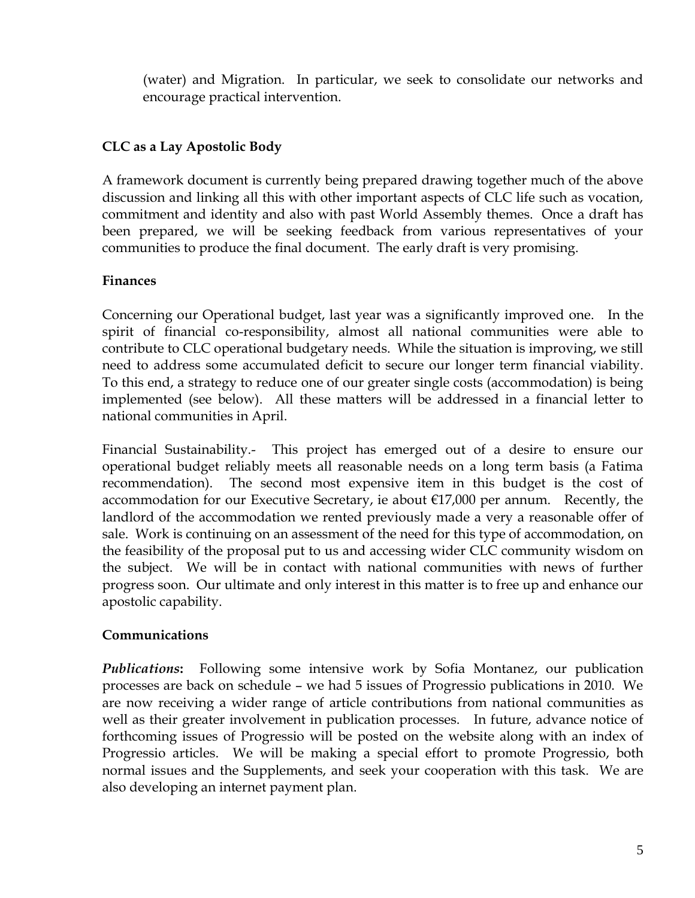(water) and Migration. In particular, we seek to consolidate our networks and encourage practical intervention.

**CLC as a Lay Apostolic Body**

A framework document is currently being prepared drawing together much of the above discussion and linking all this with other important aspects of CLC life such as vocation, commitment and identity and also with past World Assembly themes. Once a draft has been prepared, we will be seeking feedback from various representatives of your communities to produce the final document. The early draft is very promising.

**Finances**

Concerning our Operational budget, last year was a significantly improved one. In the spirit of financial co-responsibility, almost all national communities were able to contribute to CLC operational budgetary needs. While the situation is improving, we still need to address some accumulated deficit to secure our longer term financial viability. To this end, a strategy to reduce one of our greater single costs (accommodation) is being implemented (see below). All these matters will be addressed in a financial letter to national communities in April.

Financial Sustainability.- This project has emerged out of a desire to ensure our operational budget reliably meets all reasonable needs on a long term basis (a Fatima recommendation). The second most expensive item in this budget is the cost of accommodation for our Executive Secretary, ie about €17,000 per annum. Recently, the landlord of the accommodation we rented previously made a very a reasonable offer of sale. Work is continuing on an assessment of the need for this type of accommodation, on the feasibility of the proposal put to us and accessing wider CLC community wisdom on the subject. We will be in contact with national communities with news of further progress soon. Our ultimate and only interest in this matter is to free up and enhance our apostolic capability.

**Communications**

***Publications*:** Following some intensive work by Sofia Montanez, our publication processes are back on schedule – we had 5 issues of Progressio publications in 2010. We are now receiving a wider range of article contributions from national communities as well as their greater involvement in publication processes. In future, advance notice of forthcoming issues of Progressio will be posted on the website along with an index of Progressio articles. We will be making a special effort to promote Progressio, both normal issues and the Supplements, and seek your cooperation with this task. We are also developing an internet payment plan.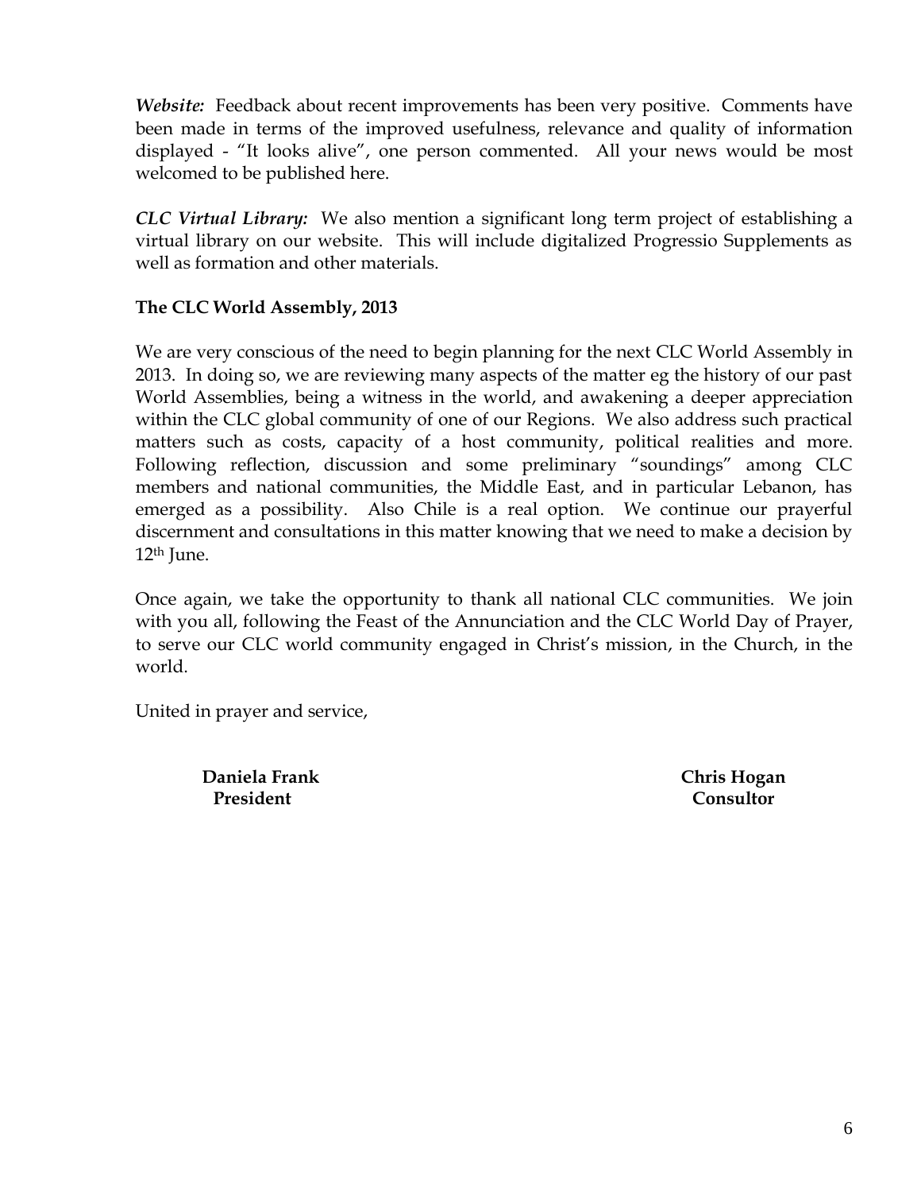***Website:*** Feedback about recent improvements has been very positive. Comments have been made in terms of the improved usefulness, relevance and quality of information displayed - "It looks alive", one person commented. All your news would be most welcomed to be published here.

***CLC Virtual Library:*** We also mention a significant long term project of establishing a virtual library on our website. This will include digitalized Progressio Supplements as well as formation and other materials.

**The CLC World Assembly, 2013**

We are very conscious of the need to begin planning for the next CLC World Assembly in 2013. In doing so, we are reviewing many aspects of the matter eg the history of our past World Assemblies, being a witness in the world, and awakening a deeper appreciation within the CLC global community of one of our Regions. We also address such practical matters such as costs, capacity of a host community, political realities and more. Following reflection, discussion and some preliminary "soundings" among CLC members and national communities, the Middle East, and in particular Lebanon, has emerged as a possibility. Also Chile is a real option. We continue our prayerful discernment and consultations in this matter knowing that we need to make a decision by 12th June.

Once again, we take the opportunity to thank all national CLC communities. We join with you all, following the Feast of the Annunciation and the CLC World Day of Prayer, to serve our CLC world community engaged in Christ's mission, in the Church, in the world.

United in prayer and service,

**Daniela Frank**
**President**

**Chris Hogan**
**Consultor**